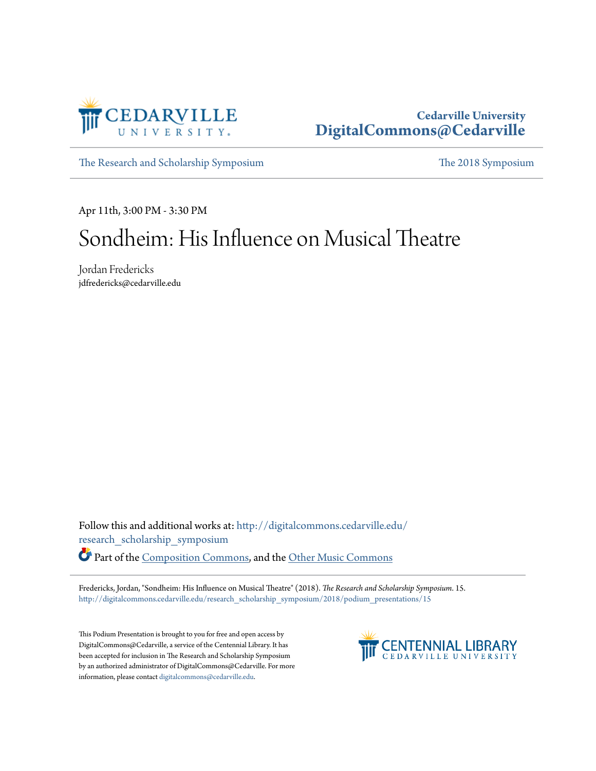Cedarville University
DigitalCommons@Cedarville

The Research and Scholarship Symposium | The 2018 Symposium

Apr 11th, 3:00 PM - 3:30 PM

# Sondheim: His Influence on Musical Theatre

Jordan Fredericks
jdfredericks@cedarville.edu

Follow this and additional works at: http://digitalcommons.cedarville.edu/research_scholarship_symposium

Part of the Composition Commons, and the Other Music Commons

Fredericks, Jordan, "Sondheim: His Influence on Musical Theatre" (2018). *The Research and Scholarship Symposium*. 15.
http://digitalcommons.cedarville.edu/research_scholarship_symposium/2018/podium_presentations/15

This Podium Presentation is brought to you for free and open access by DigitalCommons@Cedarville, a service of the Centennial Library. It has been accepted for inclusion in The Research and Scholarship Symposium by an authorized administrator of DigitalCommons@Cedarville. For more information, please contact digitalcommons@cedarville.edu.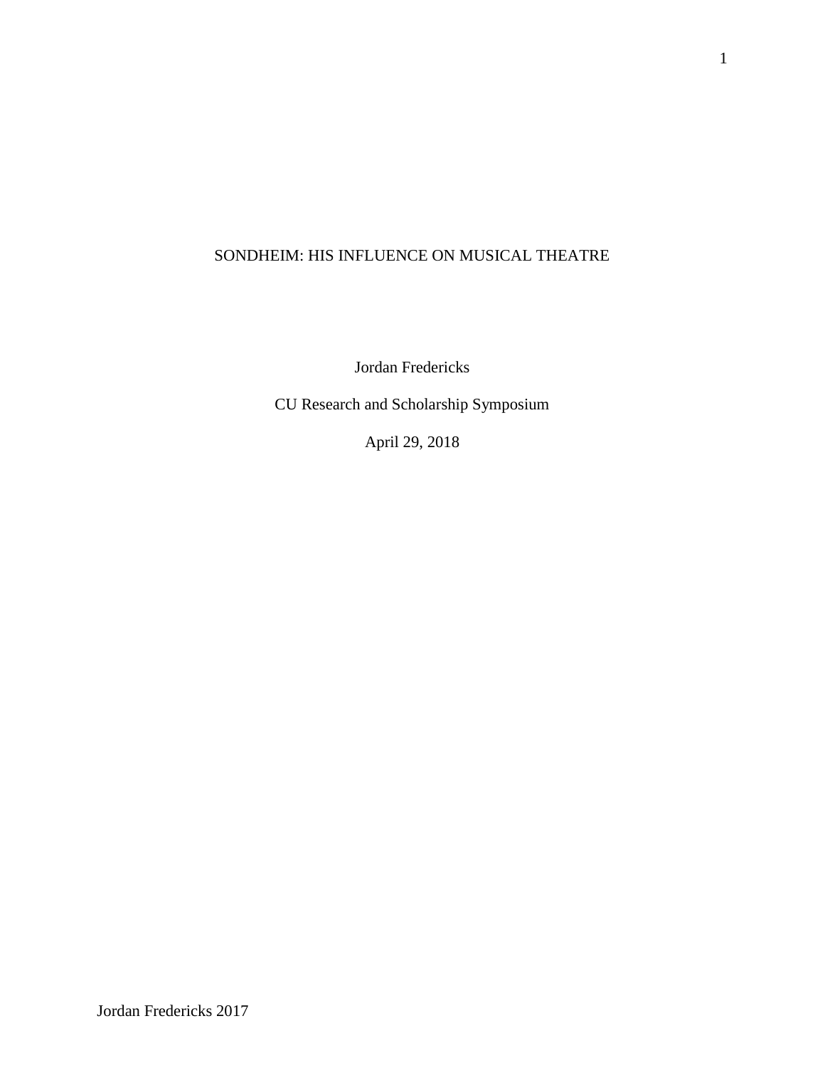SONDHEIM: HIS INFLUENCE ON MUSICAL THEATRE

Jordan Fredericks

CU Research and Scholarship Symposium

April 29, 2018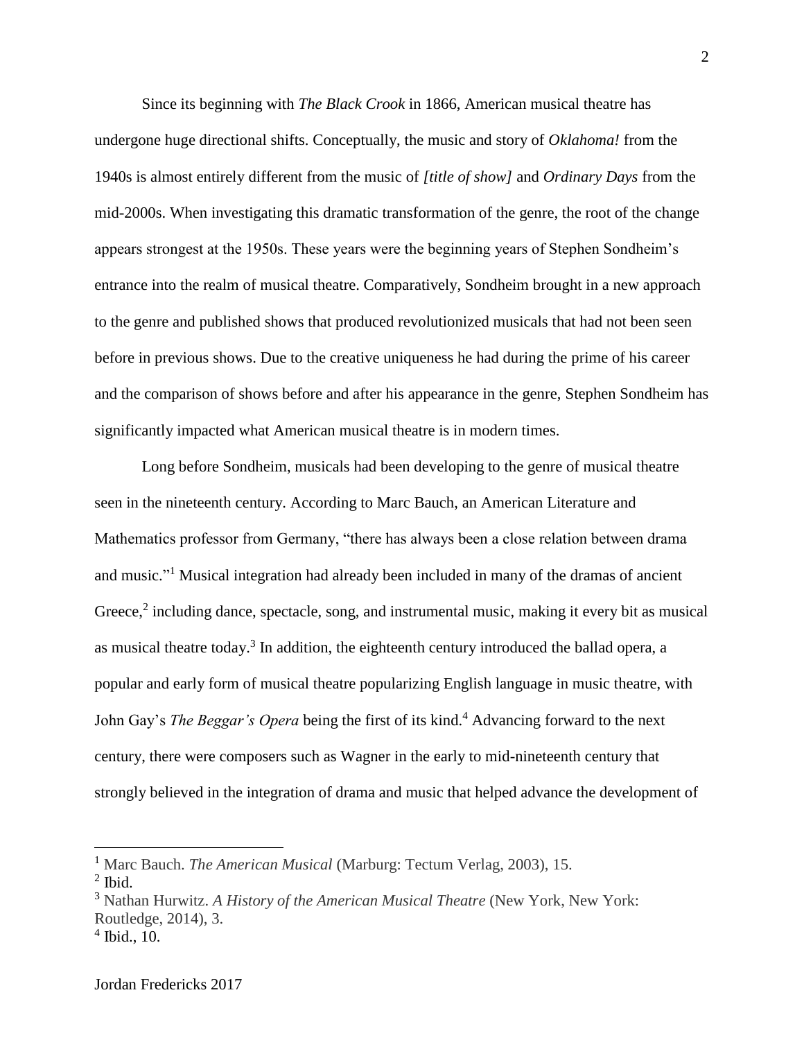Since its beginning with *The Black Crook* in 1866, American musical theatre has undergone huge directional shifts. Conceptually, the music and story of *Oklahoma!* from the 1940s is almost entirely different from the music of *[title of show]* and *Ordinary Days* from the mid-2000s. When investigating this dramatic transformation of the genre, the root of the change appears strongest at the 1950s. These years were the beginning years of Stephen Sondheim's entrance into the realm of musical theatre. Comparatively, Sondheim brought in a new approach to the genre and published shows that produced revolutionized musicals that had not been seen before in previous shows. Due to the creative uniqueness he had during the prime of his career and the comparison of shows before and after his appearance in the genre, Stephen Sondheim has significantly impacted what American musical theatre is in modern times.

Long before Sondheim, musicals had been developing to the genre of musical theatre seen in the nineteenth century. According to Marc Bauch, an American Literature and Mathematics professor from Germany, "there has always been a close relation between drama and music."[1] Musical integration had already been included in many of the dramas of ancient Greece,[2] including dance, spectacle, song, and instrumental music, making it every bit as musical as musical theatre today.[3] In addition, the eighteenth century introduced the ballad opera, a popular and early form of musical theatre popularizing English language in music theatre, with John Gay's *The Beggar's Opera* being the first of its kind.[4] Advancing forward to the next century, there were composers such as Wagner in the early to mid-nineteenth century that strongly believed in the integration of drama and music that helped advance the development of

---

[1] Marc Bauch. *The American Musical* (Marburg: Tectum Verlag, 2003), 15.

[2] Ibid.

[3] Nathan Hurwitz. *A History of the American Musical Theatre* (New York, New York: Routledge, 2014), 3.

[4] Ibid., 10.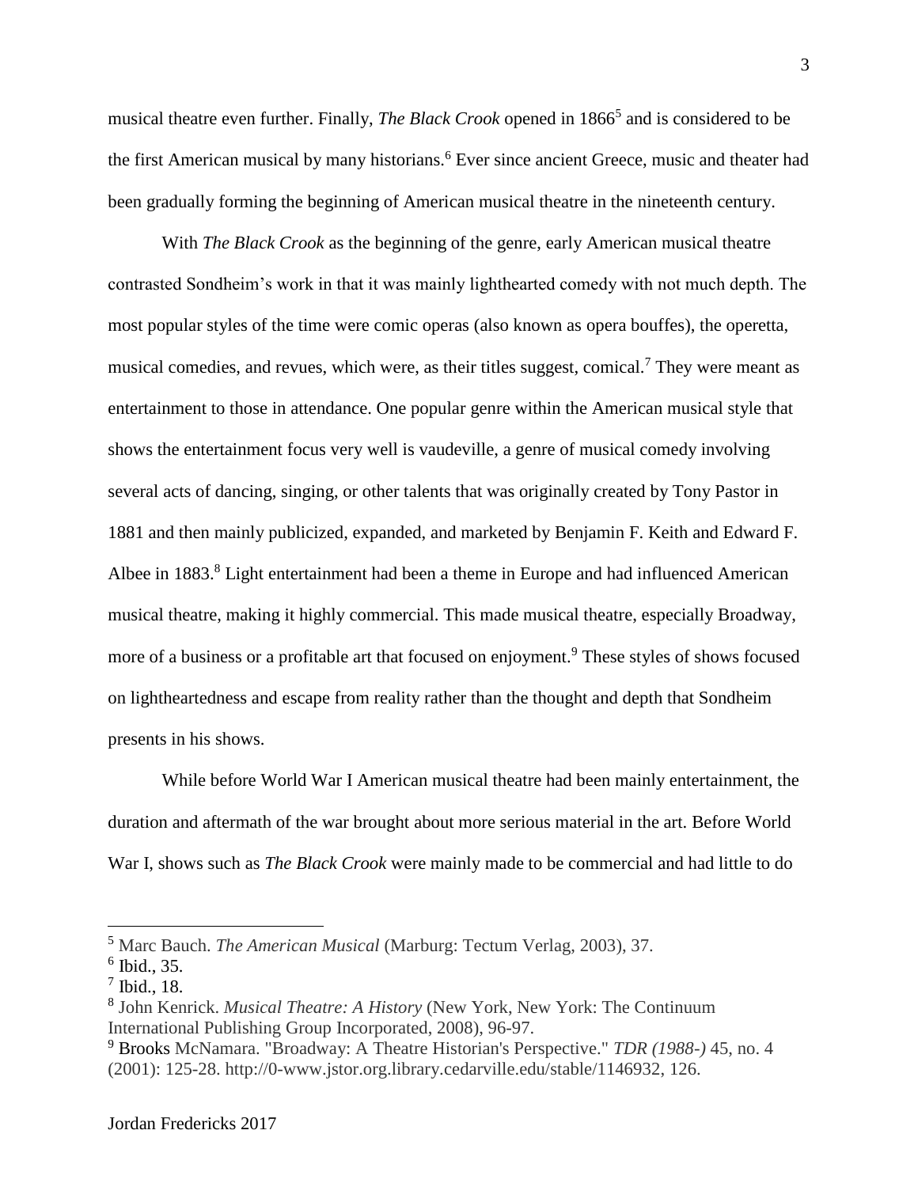musical theatre even further. Finally, *The Black Crook* opened in 1866[5] and is considered to be the first American musical by many historians.[6] Ever since ancient Greece, music and theater had been gradually forming the beginning of American musical theatre in the nineteenth century.

With *The Black Crook* as the beginning of the genre, early American musical theatre contrasted Sondheim's work in that it was mainly lighthearted comedy with not much depth. The most popular styles of the time were comic operas (also known as opera bouffes), the operetta, musical comedies, and revues, which were, as their titles suggest, comical.[7] They were meant as entertainment to those in attendance. One popular genre within the American musical style that shows the entertainment focus very well is vaudeville, a genre of musical comedy involving several acts of dancing, singing, or other talents that was originally created by Tony Pastor in 1881 and then mainly publicized, expanded, and marketed by Benjamin F. Keith and Edward F. Albee in 1883.[8] Light entertainment had been a theme in Europe and had influenced American musical theatre, making it highly commercial. This made musical theatre, especially Broadway, more of a business or a profitable art that focused on enjoyment.[9] These styles of shows focused on lightheartedness and escape from reality rather than the thought and depth that Sondheim presents in his shows.

While before World War I American musical theatre had been mainly entertainment, the duration and aftermath of the war brought about more serious material in the art. Before World War I, shows such as *The Black Crook* were mainly made to be commercial and had little to do

---

[5] Marc Bauch. *The American Musical* (Marburg: Tectum Verlag, 2003), 37.

[6] Ibid., 35.

[7] Ibid., 18.

[8] John Kenrick. *Musical Theatre: A History* (New York, New York: The Continuum International Publishing Group Incorporated, 2008), 96-97.

[9] Brooks McNamara. "Broadway: A Theatre Historian's Perspective." *TDR (1988-)* 45, no. 4 (2001): 125-28. http://0-www.jstor.org.library.cedarville.edu/stable/1146932, 126.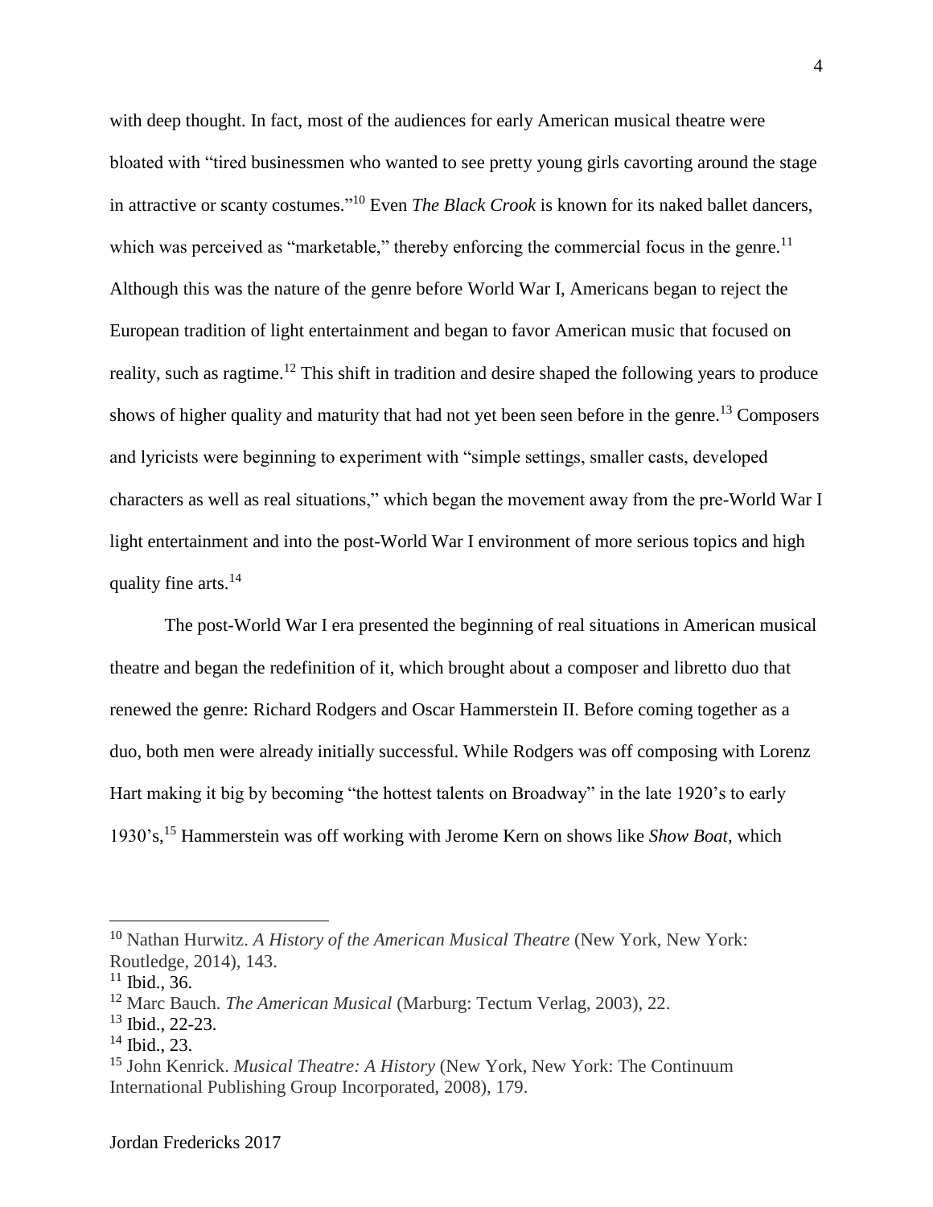with deep thought. In fact, most of the audiences for early American musical theatre were bloated with "tired businessmen who wanted to see pretty young girls cavorting around the stage in attractive or scanty costumes."[10] Even *The Black Crook* is known for its naked ballet dancers, which was perceived as "marketable," thereby enforcing the commercial focus in the genre.[11] Although this was the nature of the genre before World War I, Americans began to reject the European tradition of light entertainment and began to favor American music that focused on reality, such as ragtime.[12] This shift in tradition and desire shaped the following years to produce shows of higher quality and maturity that had not yet been seen before in the genre.[13] Composers and lyricists were beginning to experiment with "simple settings, smaller casts, developed characters as well as real situations," which began the movement away from the pre-World War I light entertainment and into the post-World War I environment of more serious topics and high quality fine arts.[14]

The post-World War I era presented the beginning of real situations in American musical theatre and began the redefinition of it, which brought about a composer and libretto duo that renewed the genre: Richard Rodgers and Oscar Hammerstein II. Before coming together as a duo, both men were already initially successful. While Rodgers was off composing with Lorenz Hart making it big by becoming "the hottest talents on Broadway" in the late 1920's to early 1930's,[15] Hammerstein was off working with Jerome Kern on shows like *Show Boat*, which

---

[10] Nathan Hurwitz. *A History of the American Musical Theatre* (New York, New York: Routledge, 2014), 143.

[11] Ibid., 36.

[12] Marc Bauch. *The American Musical* (Marburg: Tectum Verlag, 2003), 22.

[13] Ibid., 22-23.

[14] Ibid., 23.

[15] John Kenrick. *Musical Theatre: A History* (New York, New York: The Continuum International Publishing Group Incorporated, 2008), 179.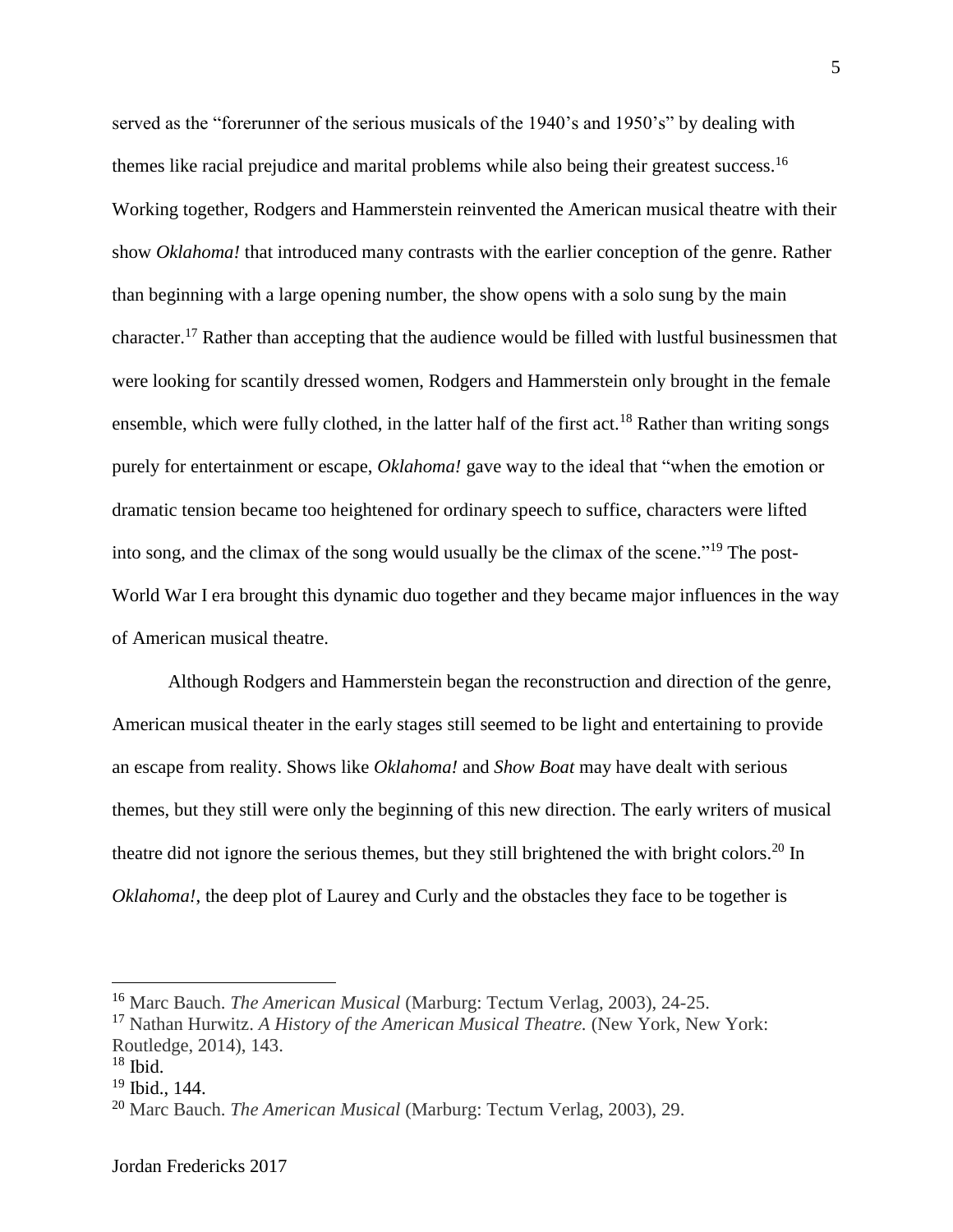served as the "forerunner of the serious musicals of the 1940's and 1950's" by dealing with themes like racial prejudice and marital problems while also being their greatest success.[16] Working together, Rodgers and Hammerstein reinvented the American musical theatre with their show *Oklahoma!* that introduced many contrasts with the earlier conception of the genre. Rather than beginning with a large opening number, the show opens with a solo sung by the main character.[17] Rather than accepting that the audience would be filled with lustful businessmen that were looking for scantily dressed women, Rodgers and Hammerstein only brought in the female ensemble, which were fully clothed, in the latter half of the first act.[18] Rather than writing songs purely for entertainment or escape, *Oklahoma!* gave way to the ideal that "when the emotion or dramatic tension became too heightened for ordinary speech to suffice, characters were lifted into song, and the climax of the song would usually be the climax of the scene."[19] The post-World War I era brought this dynamic duo together and they became major influences in the way of American musical theatre.

Although Rodgers and Hammerstein began the reconstruction and direction of the genre, American musical theater in the early stages still seemed to be light and entertaining to provide an escape from reality. Shows like *Oklahoma!* and *Show Boat* may have dealt with serious themes, but they still were only the beginning of this new direction. The early writers of musical theatre did not ignore the serious themes, but they still brightened the with bright colors.[20] In *Oklahoma!*, the deep plot of Laurey and Curly and the obstacles they face to be together is

---

[16] Marc Bauch. *The American Musical* (Marburg: Tectum Verlag, 2003), 24-25.

[17] Nathan Hurwitz. *A History of the American Musical Theatre.* (New York, New York: Routledge, 2014), 143.

[18] Ibid.

[19] Ibid., 144.

[20] Marc Bauch. *The American Musical* (Marburg: Tectum Verlag, 2003), 29.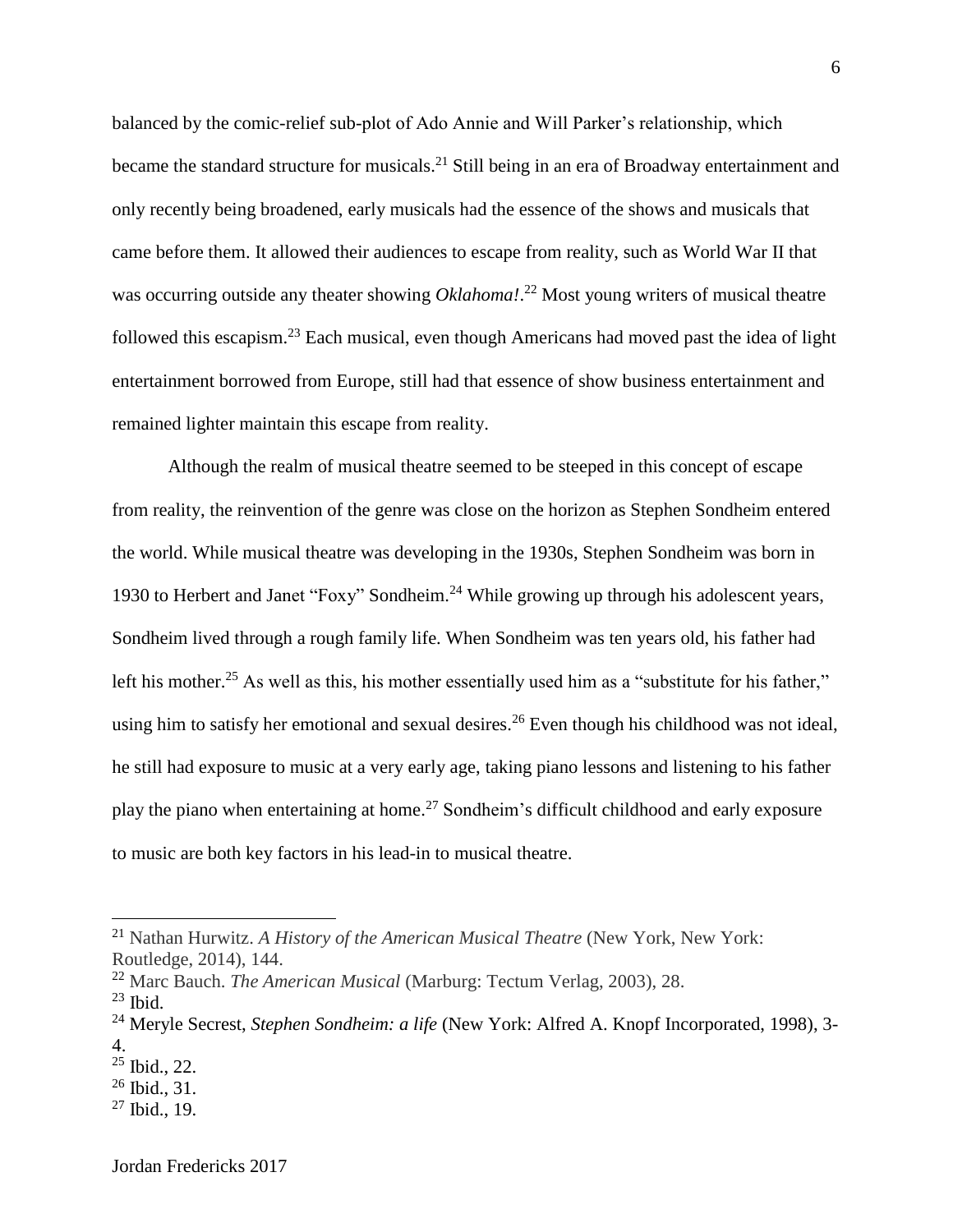balanced by the comic-relief sub-plot of Ado Annie and Will Parker's relationship, which became the standard structure for musicals.[21] Still being in an era of Broadway entertainment and only recently being broadened, early musicals had the essence of the shows and musicals that came before them. It allowed their audiences to escape from reality, such as World War II that was occurring outside any theater showing *Oklahoma!*.[22] Most young writers of musical theatre followed this escapism.[23] Each musical, even though Americans had moved past the idea of light entertainment borrowed from Europe, still had that essence of show business entertainment and remained lighter maintain this escape from reality.

Although the realm of musical theatre seemed to be steeped in this concept of escape from reality, the reinvention of the genre was close on the horizon as Stephen Sondheim entered the world. While musical theatre was developing in the 1930s, Stephen Sondheim was born in 1930 to Herbert and Janet "Foxy" Sondheim.[24] While growing up through his adolescent years, Sondheim lived through a rough family life. When Sondheim was ten years old, his father had left his mother.[25] As well as this, his mother essentially used him as a "substitute for his father," using him to satisfy her emotional and sexual desires.[26] Even though his childhood was not ideal, he still had exposure to music at a very early age, taking piano lessons and listening to his father play the piano when entertaining at home.[27] Sondheim's difficult childhood and early exposure to music are both key factors in his lead-in to musical theatre.

---

[21] Nathan Hurwitz. *A History of the American Musical Theatre* (New York, New York: Routledge, 2014), 144.

[22] Marc Bauch. *The American Musical* (Marburg: Tectum Verlag, 2003), 28.

[23] Ibid.

[24] Meryle Secrest, *Stephen Sondheim: a life* (New York: Alfred A. Knopf Incorporated, 1998), 3-4.

[25] Ibid., 22.

[26] Ibid., 31.

[27] Ibid., 19.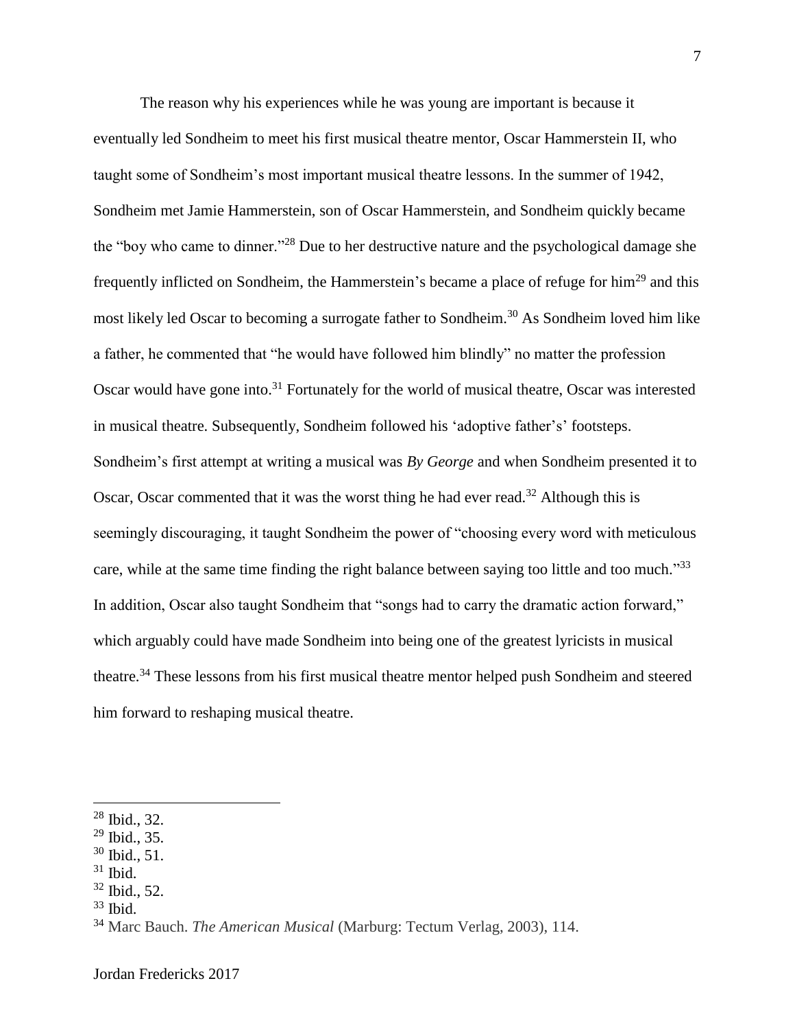The reason why his experiences while he was young are important is because it eventually led Sondheim to meet his first musical theatre mentor, Oscar Hammerstein II, who taught some of Sondheim's most important musical theatre lessons. In the summer of 1942, Sondheim met Jamie Hammerstein, son of Oscar Hammerstein, and Sondheim quickly became the "boy who came to dinner."[28] Due to her destructive nature and the psychological damage she frequently inflicted on Sondheim, the Hammerstein's became a place of refuge for him[29] and this most likely led Oscar to becoming a surrogate father to Sondheim.[30] As Sondheim loved him like a father, he commented that "he would have followed him blindly" no matter the profession Oscar would have gone into.[31] Fortunately for the world of musical theatre, Oscar was interested in musical theatre. Subsequently, Sondheim followed his 'adoptive father's' footsteps. Sondheim's first attempt at writing a musical was *By George* and when Sondheim presented it to Oscar, Oscar commented that it was the worst thing he had ever read.[32] Although this is seemingly discouraging, it taught Sondheim the power of "choosing every word with meticulous care, while at the same time finding the right balance between saying too little and too much."[33] In addition, Oscar also taught Sondheim that "songs had to carry the dramatic action forward," which arguably could have made Sondheim into being one of the greatest lyricists in musical theatre.[34] These lessons from his first musical theatre mentor helped push Sondheim and steered him forward to reshaping musical theatre.

---

[28] Ibid., 32.
[29] Ibid., 35.
[30] Ibid., 51.
[31] Ibid.
[32] Ibid., 52.
[33] Ibid.
[34] Marc Bauch. *The American Musical* (Marburg: Tectum Verlag, 2003), 114.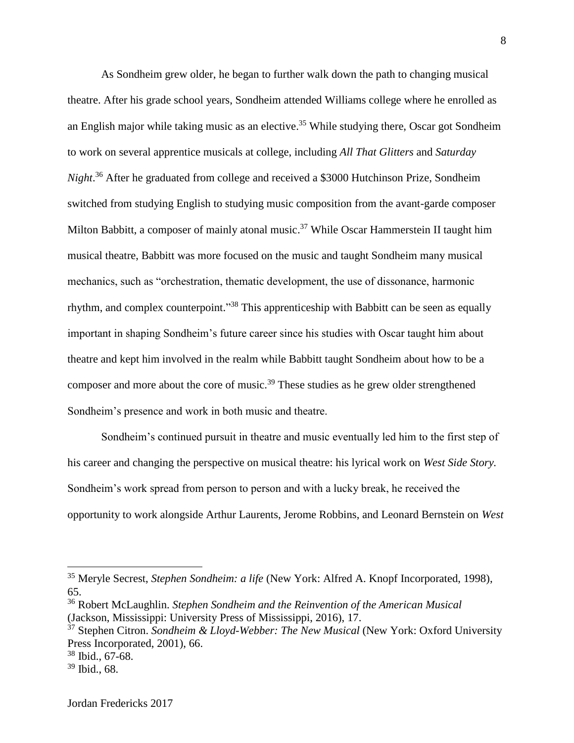As Sondheim grew older, he began to further walk down the path to changing musical theatre. After his grade school years, Sondheim attended Williams college where he enrolled as an English major while taking music as an elective.[35] While studying there, Oscar got Sondheim to work on several apprentice musicals at college, including *All That Glitters* and *Saturday Night*.[36] After he graduated from college and received a $3000 Hutchinson Prize, Sondheim switched from studying English to studying music composition from the avant-garde composer Milton Babbitt, a composer of mainly atonal music.[37] While Oscar Hammerstein II taught him musical theatre, Babbitt was more focused on the music and taught Sondheim many musical mechanics, such as "orchestration, thematic development, the use of dissonance, harmonic rhythm, and complex counterpoint."[38] This apprenticeship with Babbitt can be seen as equally important in shaping Sondheim's future career since his studies with Oscar taught him about theatre and kept him involved in the realm while Babbitt taught Sondheim about how to be a composer and more about the core of music.[39] These studies as he grew older strengthened Sondheim's presence and work in both music and theatre.

Sondheim's continued pursuit in theatre and music eventually led him to the first step of his career and changing the perspective on musical theatre: his lyrical work on *West Side Story.* Sondheim's work spread from person to person and with a lucky break, he received the opportunity to work alongside Arthur Laurents, Jerome Robbins, and Leonard Bernstein on *West*

---

[35] Meryle Secrest, *Stephen Sondheim: a life* (New York: Alfred A. Knopf Incorporated, 1998), 65.

[36] Robert McLaughlin. *Stephen Sondheim and the Reinvention of the American Musical* (Jackson, Mississippi: University Press of Mississippi, 2016), 17.

[37] Stephen Citron. *Sondheim & Lloyd-Webber: The New Musical* (New York: Oxford University Press Incorporated, 2001), 66.

[38] Ibid., 67-68.

[39] Ibid., 68.

Jordan Fredericks 2017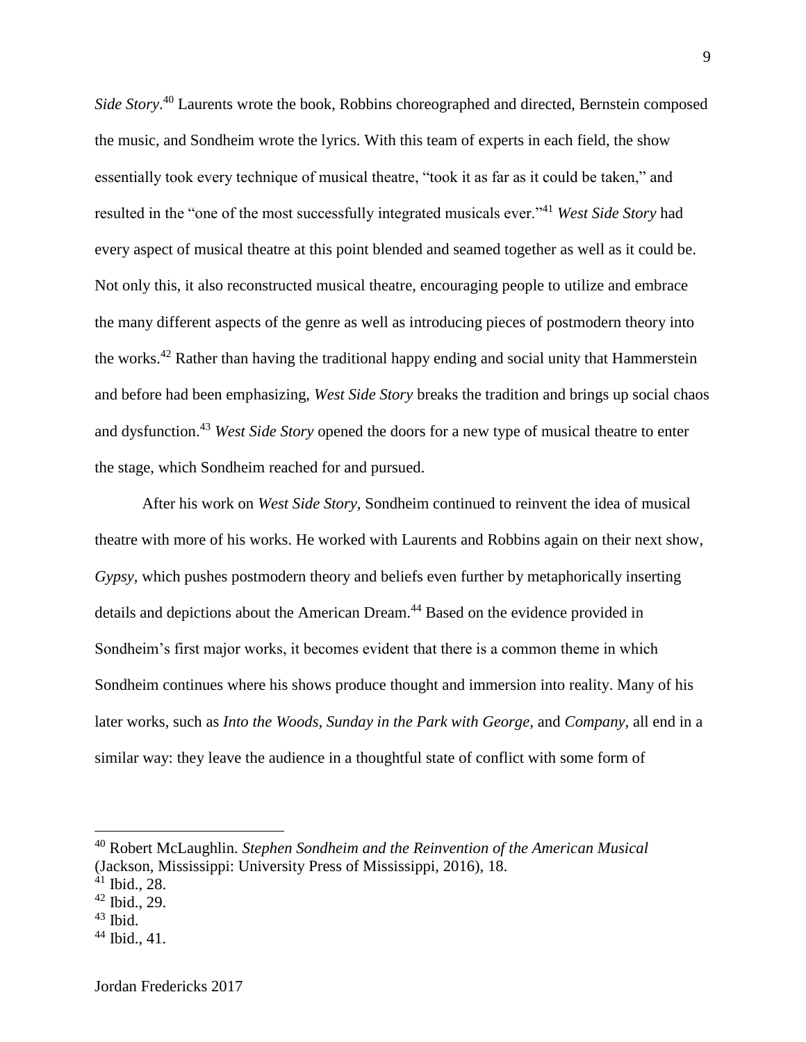*Side Story*.[40] Laurents wrote the book, Robbins choreographed and directed, Bernstein composed the music, and Sondheim wrote the lyrics. With this team of experts in each field, the show essentially took every technique of musical theatre, "took it as far as it could be taken," and resulted in the "one of the most successfully integrated musicals ever."[41] *West Side Story* had every aspect of musical theatre at this point blended and seamed together as well as it could be. Not only this, it also reconstructed musical theatre, encouraging people to utilize and embrace the many different aspects of the genre as well as introducing pieces of postmodern theory into the works.[42] Rather than having the traditional happy ending and social unity that Hammerstein and before had been emphasizing, *West Side Story* breaks the tradition and brings up social chaos and dysfunction.[43] *West Side Story* opened the doors for a new type of musical theatre to enter the stage, which Sondheim reached for and pursued.

After his work on *West Side Story*, Sondheim continued to reinvent the idea of musical theatre with more of his works. He worked with Laurents and Robbins again on their next show, *Gypsy*, which pushes postmodern theory and beliefs even further by metaphorically inserting details and depictions about the American Dream.[44] Based on the evidence provided in Sondheim's first major works, it becomes evident that there is a common theme in which Sondheim continues where his shows produce thought and immersion into reality. Many of his later works, such as *Into the Woods*, *Sunday in the Park with George*, and *Company*, all end in a similar way: they leave the audience in a thoughtful state of conflict with some form of

---

[40] Robert McLaughlin. *Stephen Sondheim and the Reinvention of the American Musical* (Jackson, Mississippi: University Press of Mississippi, 2016), 18.
[41] Ibid., 28.
[42] Ibid., 29.
[43] Ibid.
[44] Ibid., 41.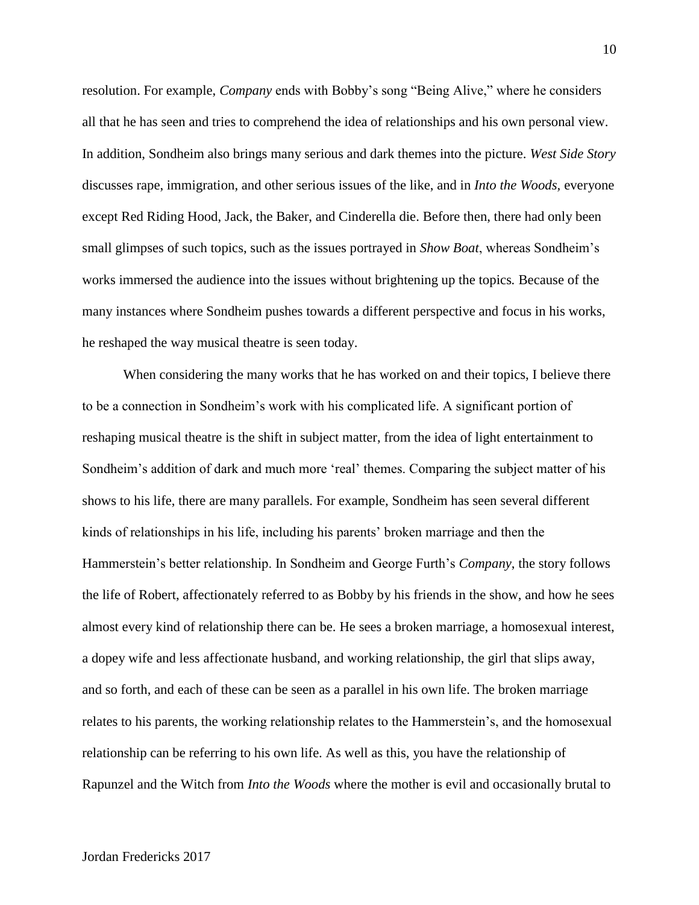resolution. For example, *Company* ends with Bobby's song "Being Alive," where he considers all that he has seen and tries to comprehend the idea of relationships and his own personal view. In addition, Sondheim also brings many serious and dark themes into the picture. *West Side Story* discusses rape, immigration, and other serious issues of the like, and in *Into the Woods*, everyone except Red Riding Hood, Jack, the Baker, and Cinderella die. Before then, there had only been small glimpses of such topics, such as the issues portrayed in *Show Boat*, whereas Sondheim's works immersed the audience into the issues without brightening up the topics. Because of the many instances where Sondheim pushes towards a different perspective and focus in his works, he reshaped the way musical theatre is seen today.

When considering the many works that he has worked on and their topics, I believe there to be a connection in Sondheim's work with his complicated life. A significant portion of reshaping musical theatre is the shift in subject matter, from the idea of light entertainment to Sondheim's addition of dark and much more 'real' themes. Comparing the subject matter of his shows to his life, there are many parallels. For example, Sondheim has seen several different kinds of relationships in his life, including his parents' broken marriage and then the Hammerstein's better relationship. In Sondheim and George Furth's *Company*, the story follows the life of Robert, affectionately referred to as Bobby by his friends in the show, and how he sees almost every kind of relationship there can be. He sees a broken marriage, a homosexual interest, a dopey wife and less affectionate husband, and working relationship, the girl that slips away, and so forth, and each of these can be seen as a parallel in his own life. The broken marriage relates to his parents, the working relationship relates to the Hammerstein's, and the homosexual relationship can be referring to his own life. As well as this, you have the relationship of Rapunzel and the Witch from *Into the Woods* where the mother is evil and occasionally brutal to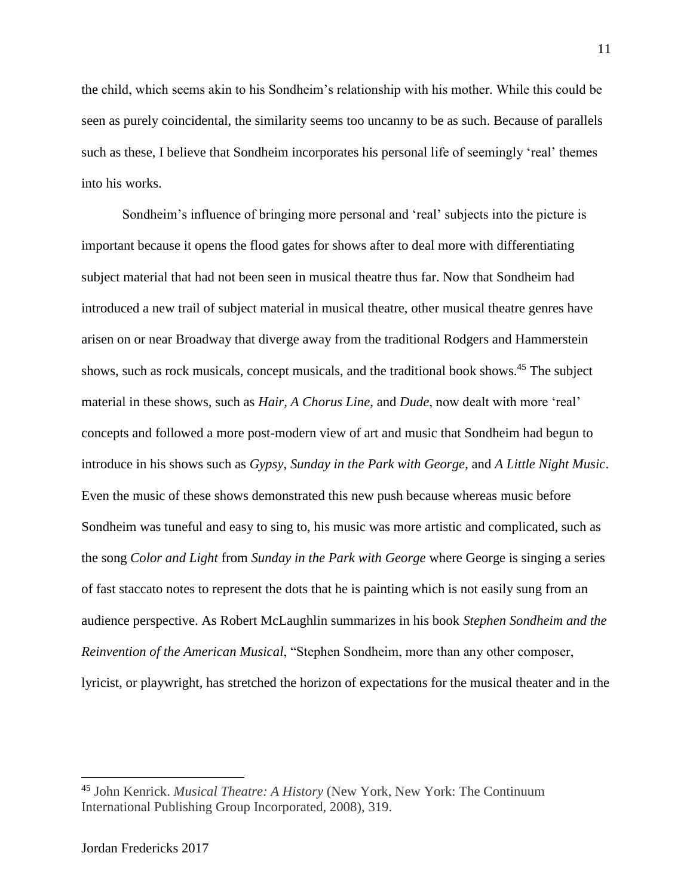the child, which seems akin to his Sondheim's relationship with his mother. While this could be seen as purely coincidental, the similarity seems too uncanny to be as such. Because of parallels such as these, I believe that Sondheim incorporates his personal life of seemingly 'real' themes into his works.

Sondheim's influence of bringing more personal and 'real' subjects into the picture is important because it opens the flood gates for shows after to deal more with differentiating subject material that had not been seen in musical theatre thus far. Now that Sondheim had introduced a new trail of subject material in musical theatre, other musical theatre genres have arisen on or near Broadway that diverge away from the traditional Rodgers and Hammerstein shows, such as rock musicals, concept musicals, and the traditional book shows.[45] The subject material in these shows, such as *Hair*, *A Chorus Line,* and *Dude*, now dealt with more 'real' concepts and followed a more post-modern view of art and music that Sondheim had begun to introduce in his shows such as *Gypsy*, *Sunday in the Park with George*, and *A Little Night Music*. Even the music of these shows demonstrated this new push because whereas music before Sondheim was tuneful and easy to sing to, his music was more artistic and complicated, such as the song *Color and Light* from *Sunday in the Park with George* where George is singing a series of fast staccato notes to represent the dots that he is painting which is not easily sung from an audience perspective. As Robert McLaughlin summarizes in his book *Stephen Sondheim and the Reinvention of the American Musical*, "Stephen Sondheim, more than any other composer, lyricist, or playwright, has stretched the horizon of expectations for the musical theater and in the

---

[45] John Kenrick. *Musical Theatre: A History* (New York, New York: The Continuum International Publishing Group Incorporated, 2008), 319.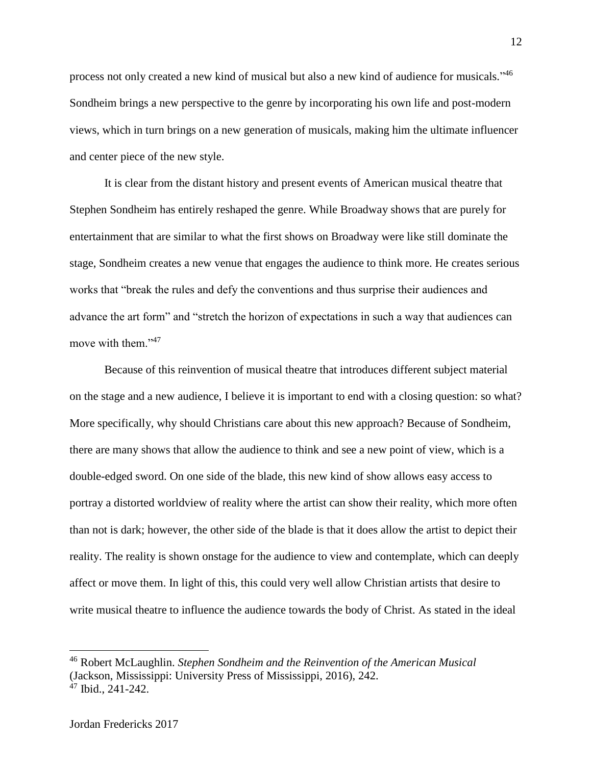process not only created a new kind of musical but also a new kind of audience for musicals."[46] Sondheim brings a new perspective to the genre by incorporating his own life and post-modern views, which in turn brings on a new generation of musicals, making him the ultimate influencer and center piece of the new style.

It is clear from the distant history and present events of American musical theatre that Stephen Sondheim has entirely reshaped the genre. While Broadway shows that are purely for entertainment that are similar to what the first shows on Broadway were like still dominate the stage, Sondheim creates a new venue that engages the audience to think more. He creates serious works that "break the rules and defy the conventions and thus surprise their audiences and advance the art form" and "stretch the horizon of expectations in such a way that audiences can move with them."[47]

Because of this reinvention of musical theatre that introduces different subject material on the stage and a new audience, I believe it is important to end with a closing question: so what? More specifically, why should Christians care about this new approach? Because of Sondheim, there are many shows that allow the audience to think and see a new point of view, which is a double-edged sword. On one side of the blade, this new kind of show allows easy access to portray a distorted worldview of reality where the artist can show their reality, which more often than not is dark; however, the other side of the blade is that it does allow the artist to depict their reality. The reality is shown onstage for the audience to view and contemplate, which can deeply affect or move them. In light of this, this could very well allow Christian artists that desire to write musical theatre to influence the audience towards the body of Christ. As stated in the ideal

---

[46] Robert McLaughlin. *Stephen Sondheim and the Reinvention of the American Musical* (Jackson, Mississippi: University Press of Mississippi, 2016), 242.
[47] Ibid., 241-242.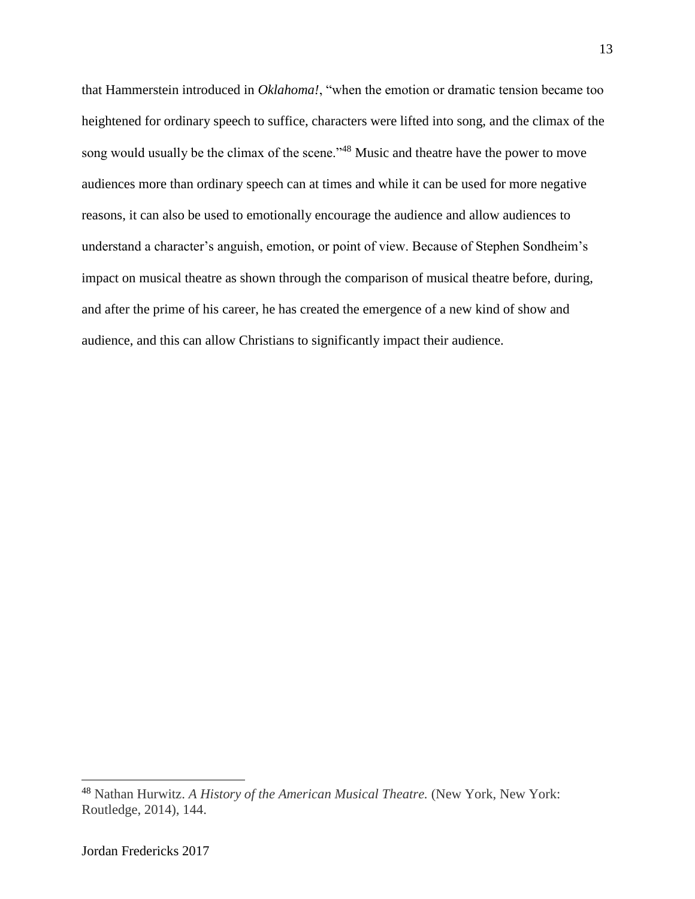that Hammerstein introduced in *Oklahoma!*, "when the emotion or dramatic tension became too heightened for ordinary speech to suffice, characters were lifted into song, and the climax of the song would usually be the climax of the scene."[48] Music and theatre have the power to move audiences more than ordinary speech can at times and while it can be used for more negative reasons, it can also be used to emotionally encourage the audience and allow audiences to understand a character's anguish, emotion, or point of view. Because of Stephen Sondheim's impact on musical theatre as shown through the comparison of musical theatre before, during, and after the prime of his career, he has created the emergence of a new kind of show and audience, and this can allow Christians to significantly impact their audience.

---

[48] Nathan Hurwitz. *A History of the American Musical Theatre.* (New York, New York: Routledge, 2014), 144.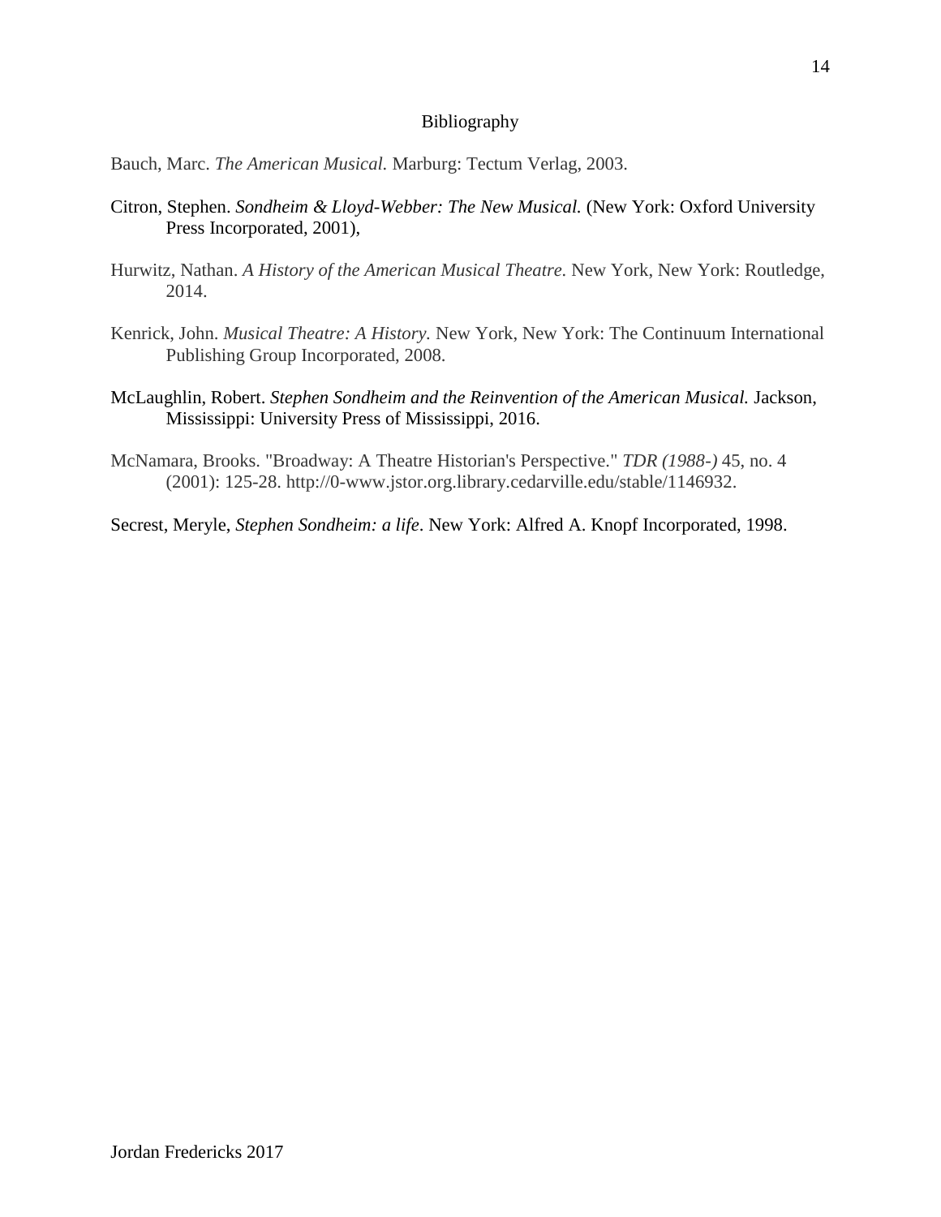# Bibliography

Bauch, Marc. *The American Musical.* Marburg: Tectum Verlag, 2003.

Citron, Stephen. *Sondheim & Lloyd-Webber: The New Musical.* (New York: Oxford University Press Incorporated, 2001),

Hurwitz, Nathan. *A History of the American Musical Theatre.* New York, New York: Routledge, 2014.

Kenrick, John. *Musical Theatre: A History.* New York, New York: The Continuum International Publishing Group Incorporated, 2008.

McLaughlin, Robert. *Stephen Sondheim and the Reinvention of the American Musical.* Jackson, Mississippi: University Press of Mississippi, 2016.

McNamara, Brooks. "Broadway: A Theatre Historian's Perspective." *TDR (1988-)* 45, no. 4 (2001): 125-28. http://0-www.jstor.org.library.cedarville.edu/stable/1146932.

Secrest, Meryle, *Stephen Sondheim: a life*. New York: Alfred A. Knopf Incorporated, 1998.